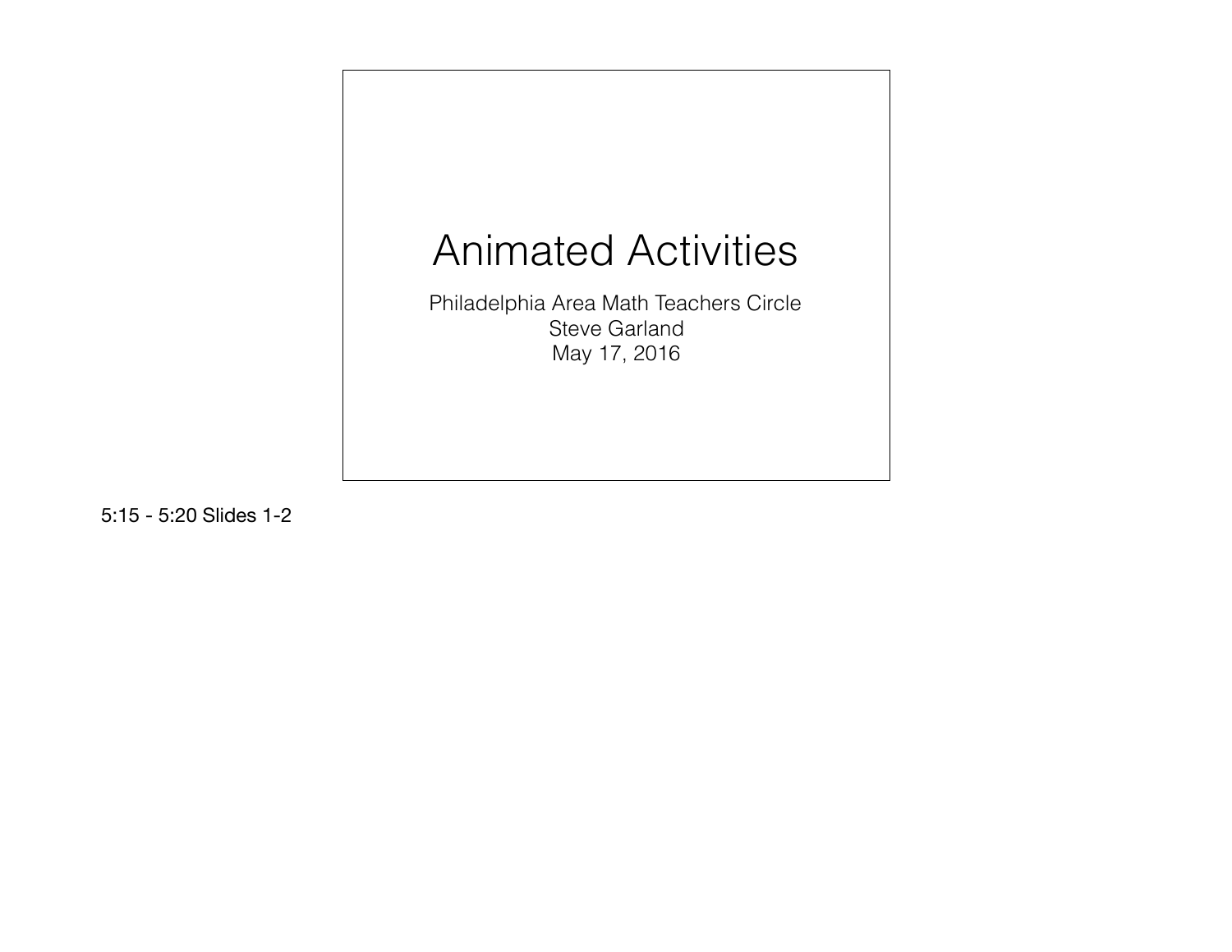# Animated Activities

Philadelphia Area Math Teachers Circle
Steve Garland
May 17, 2016

5:15 - 5:20 Slides 1-2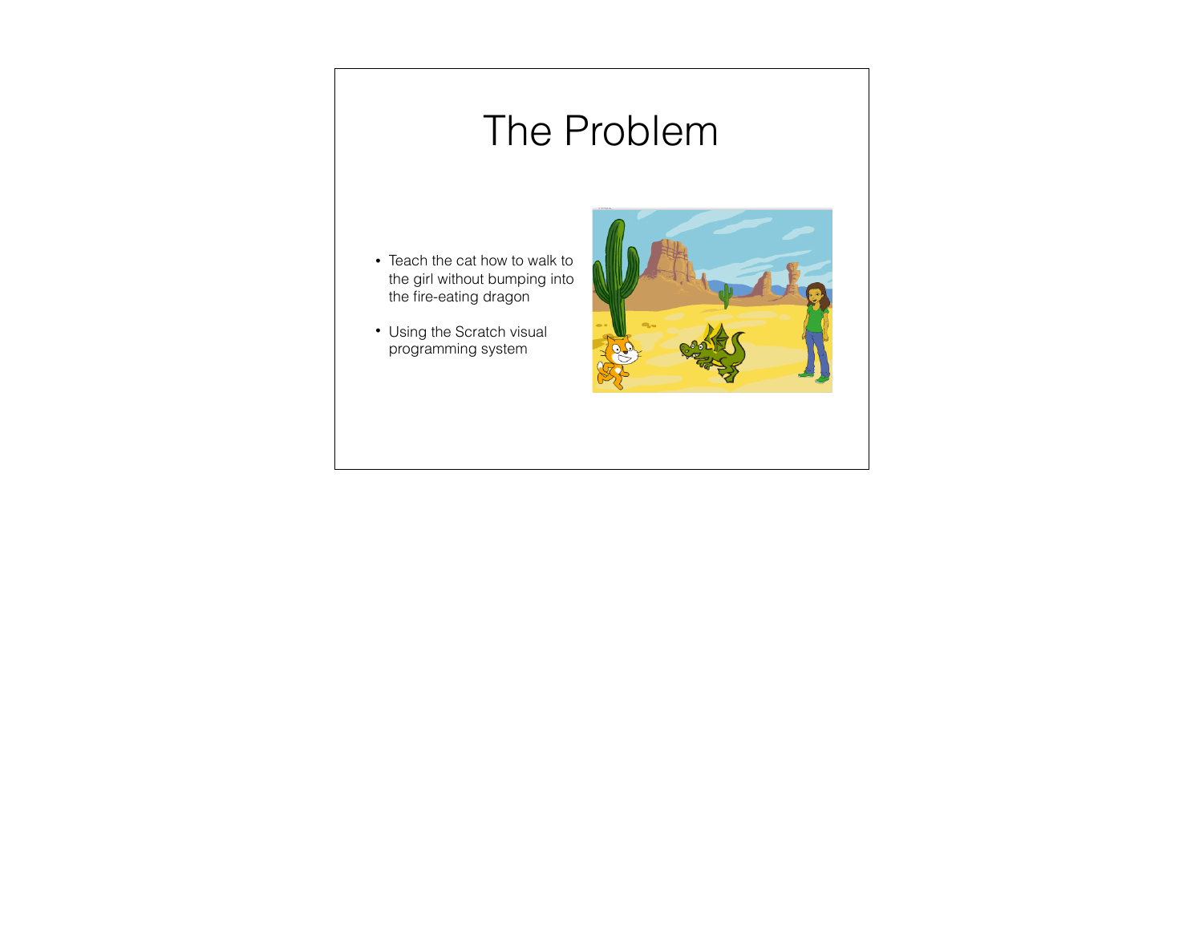# The Problem

- Teach the cat how to walk to the girl without bumping into the fire-eating dragon
- Using the Scratch visual programming system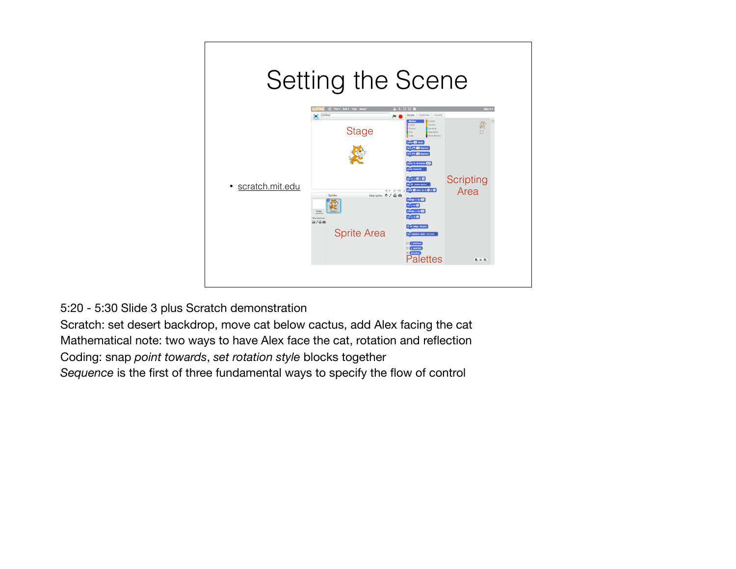# Setting the Scene

- scratch.mit.edu

Stage

Sprite Area

Palettes

Scripting Area

5:20 - 5:30 Slide 3 plus Scratch demonstration

Scratch: set desert backdrop, move cat below cactus, add Alex facing the cat

Mathematical note: two ways to have Alex face the cat, rotation and reflection

Coding: snap *point towards*, *set rotation style* blocks together

*Sequence* is the first of three fundamental ways to specify the flow of control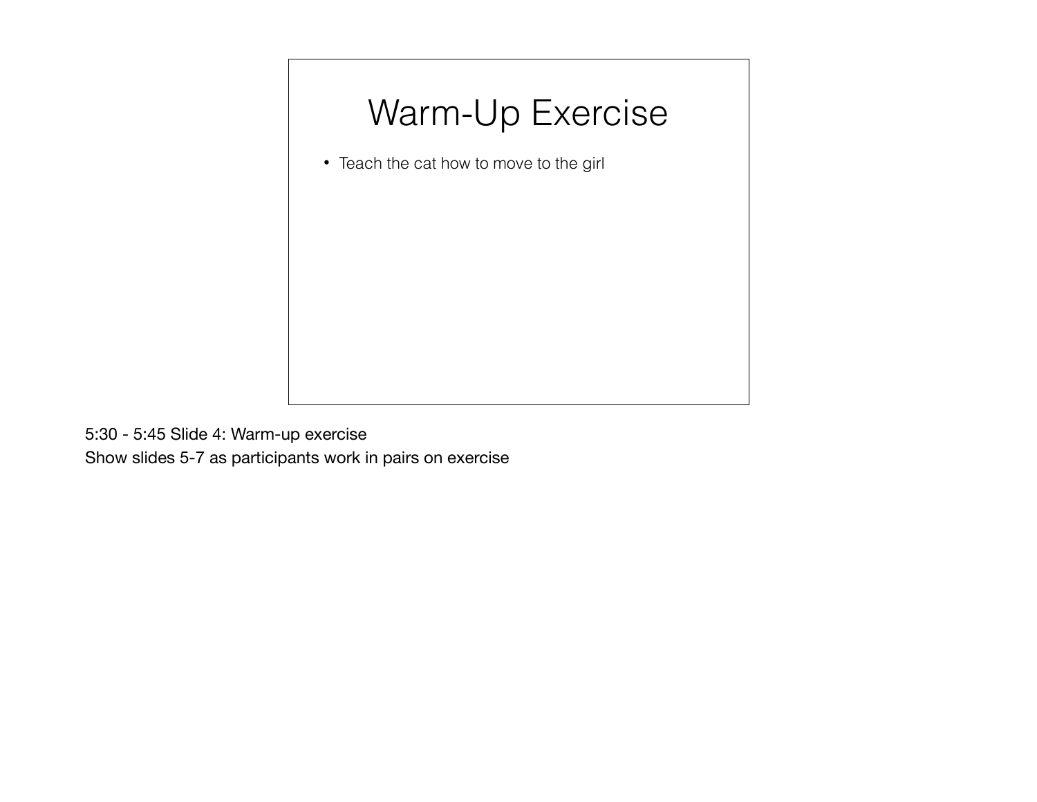# Warm-Up Exercise

- Teach the cat how to move to the girl

5:30 - 5:45 Slide 4: Warm-up exercise
Show slides 5-7 as participants work in pairs on exercise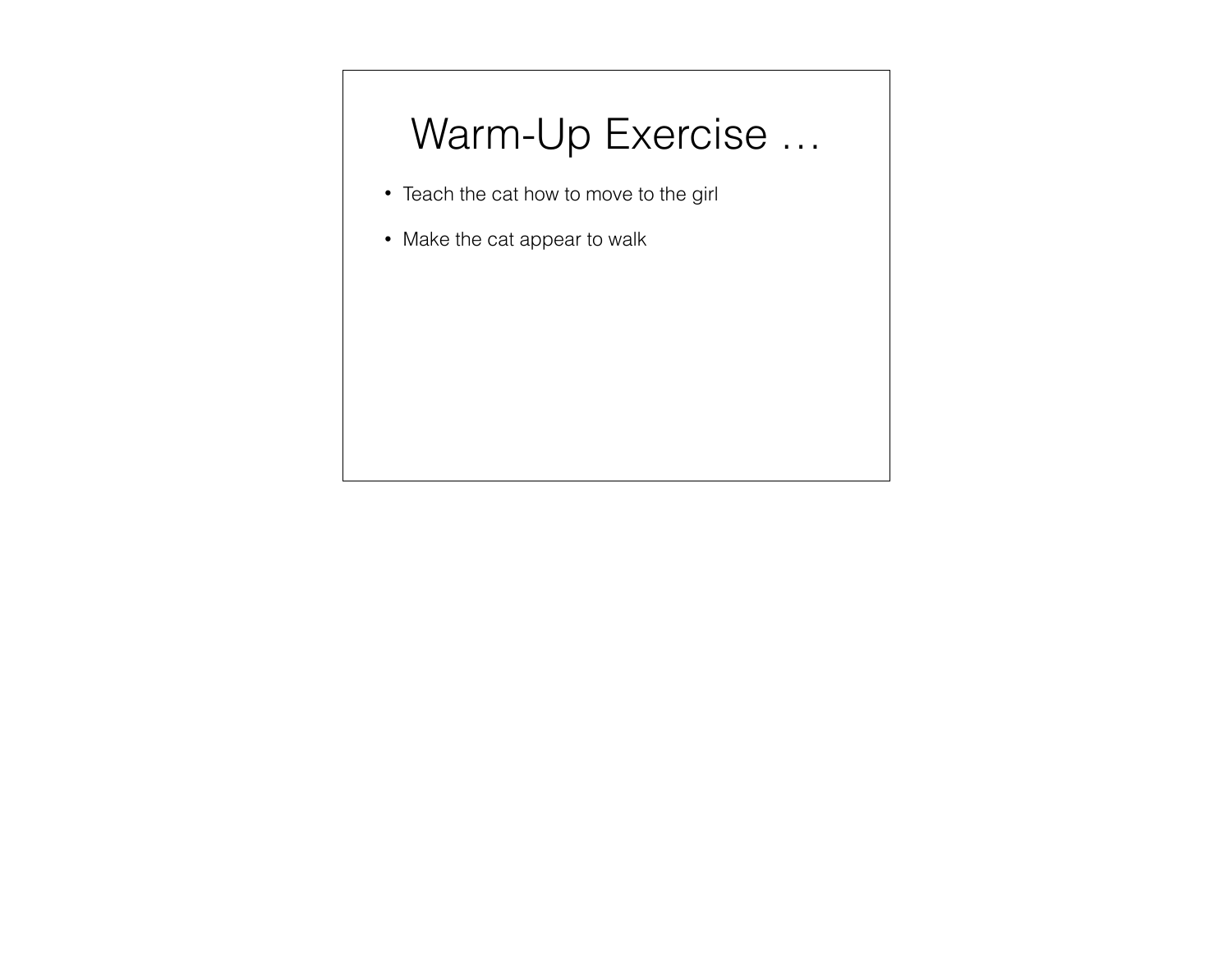# Warm-Up Exercise …

- Teach the cat how to move to the girl
- Make the cat appear to walk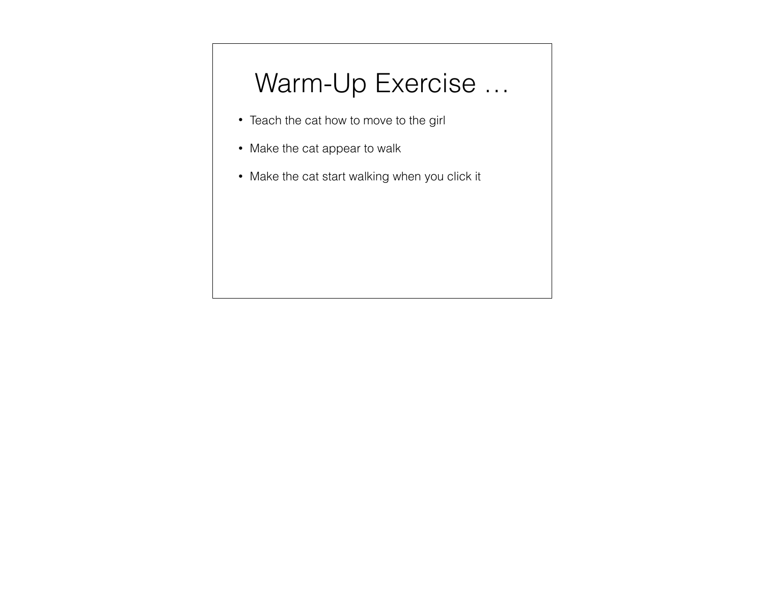# Warm-Up Exercise …

- Teach the cat how to move to the girl
- Make the cat appear to walk
- Make the cat start walking when you click it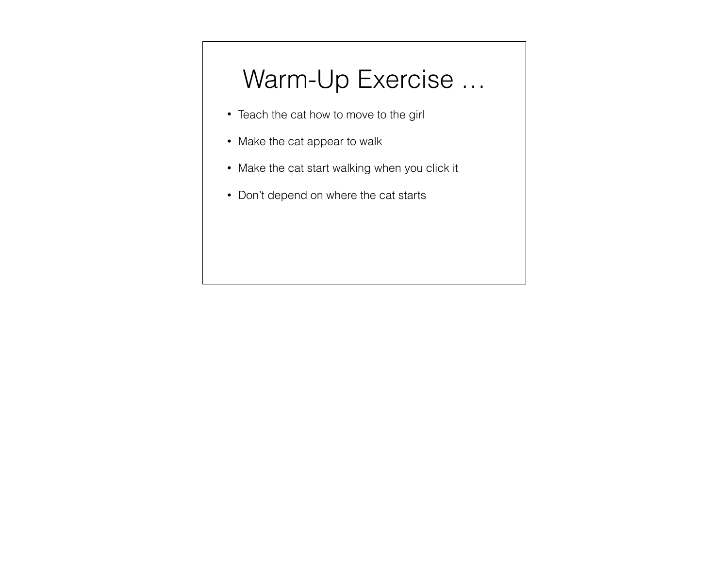# Warm-Up Exercise …

- Teach the cat how to move to the girl
- Make the cat appear to walk
- Make the cat start walking when you click it
- Don’t depend on where the cat starts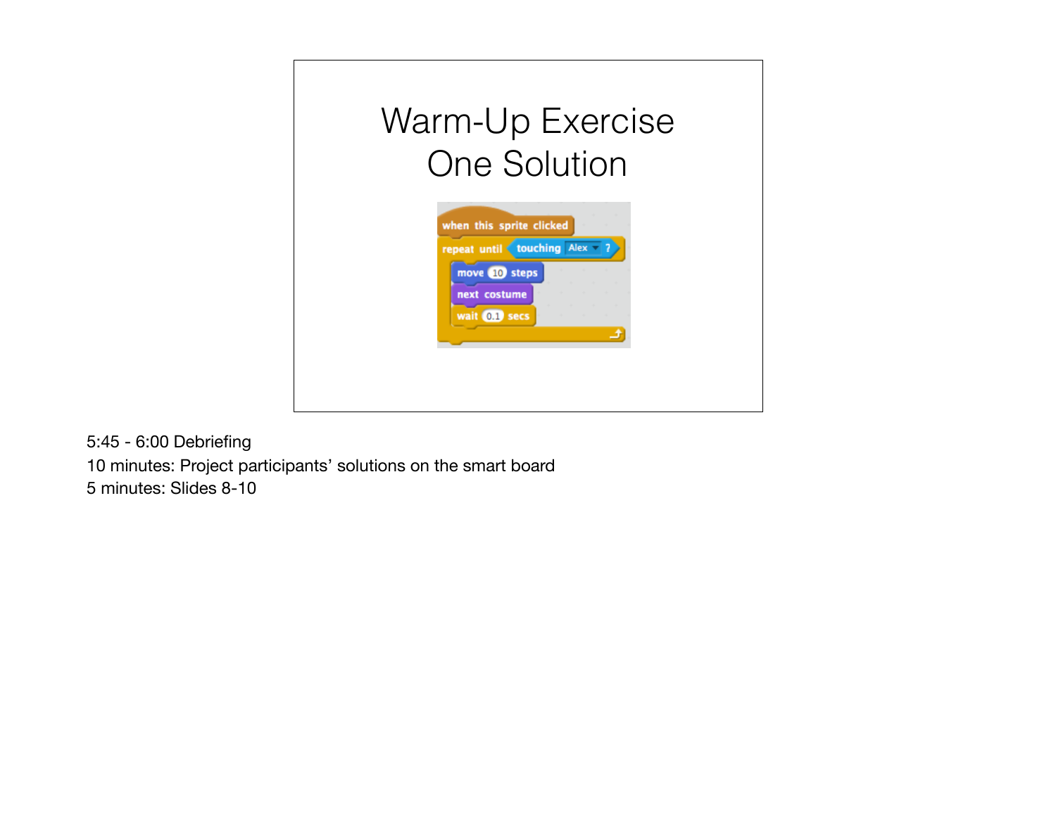# Warm-Up Exercise
# One Solution

```
when this sprite clicked
repeat until <touching [Alex] ?>
    move (10) steps
    next costume
    wait (0.1) secs
end
```

5:45 - 6:00 Debriefing

10 minutes: Project participants' solutions on the smart board

5 minutes: Slides 8-10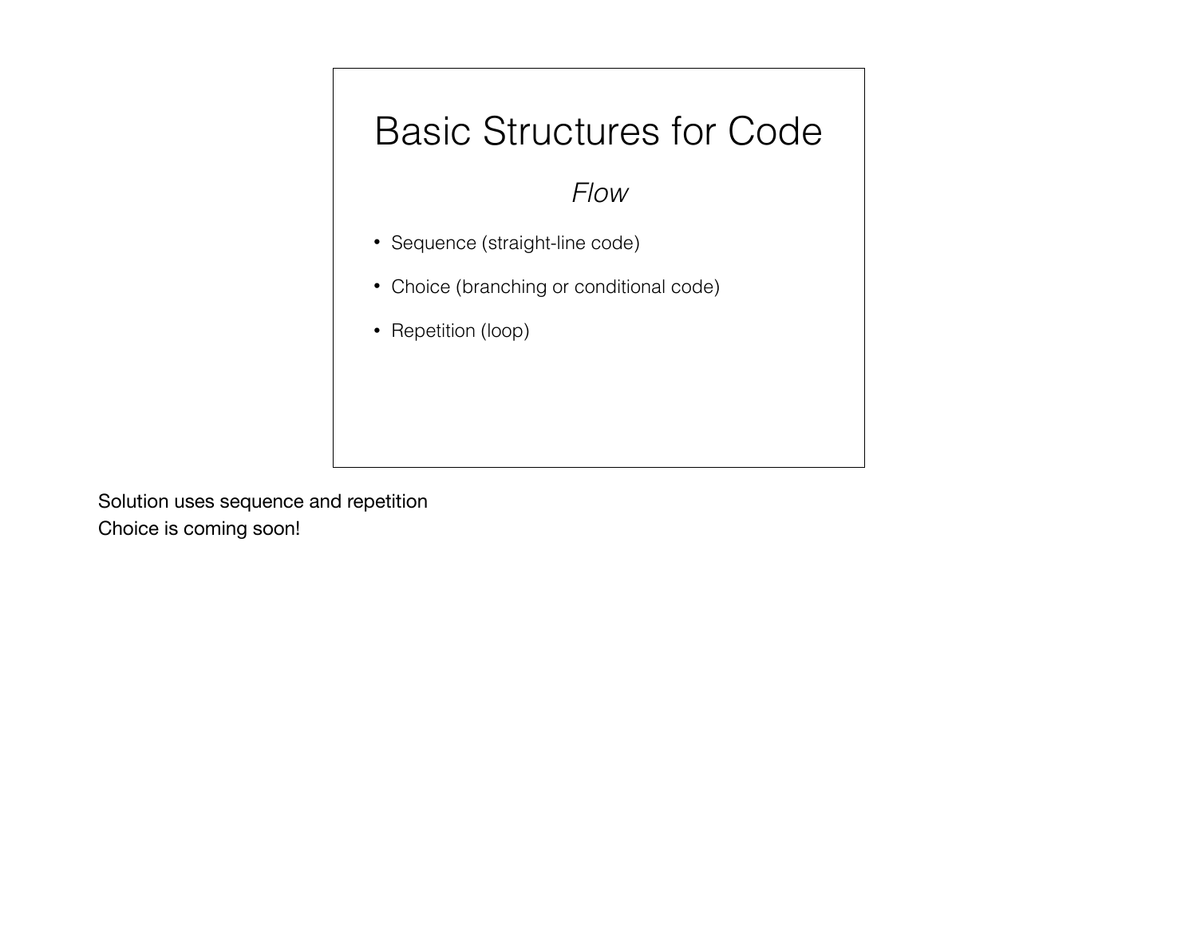# Basic Structures for Code

*Flow*

- Sequence (straight-line code)
- Choice (branching or conditional code)
- Repetition (loop)

Solution uses sequence and repetition
Choice is coming soon!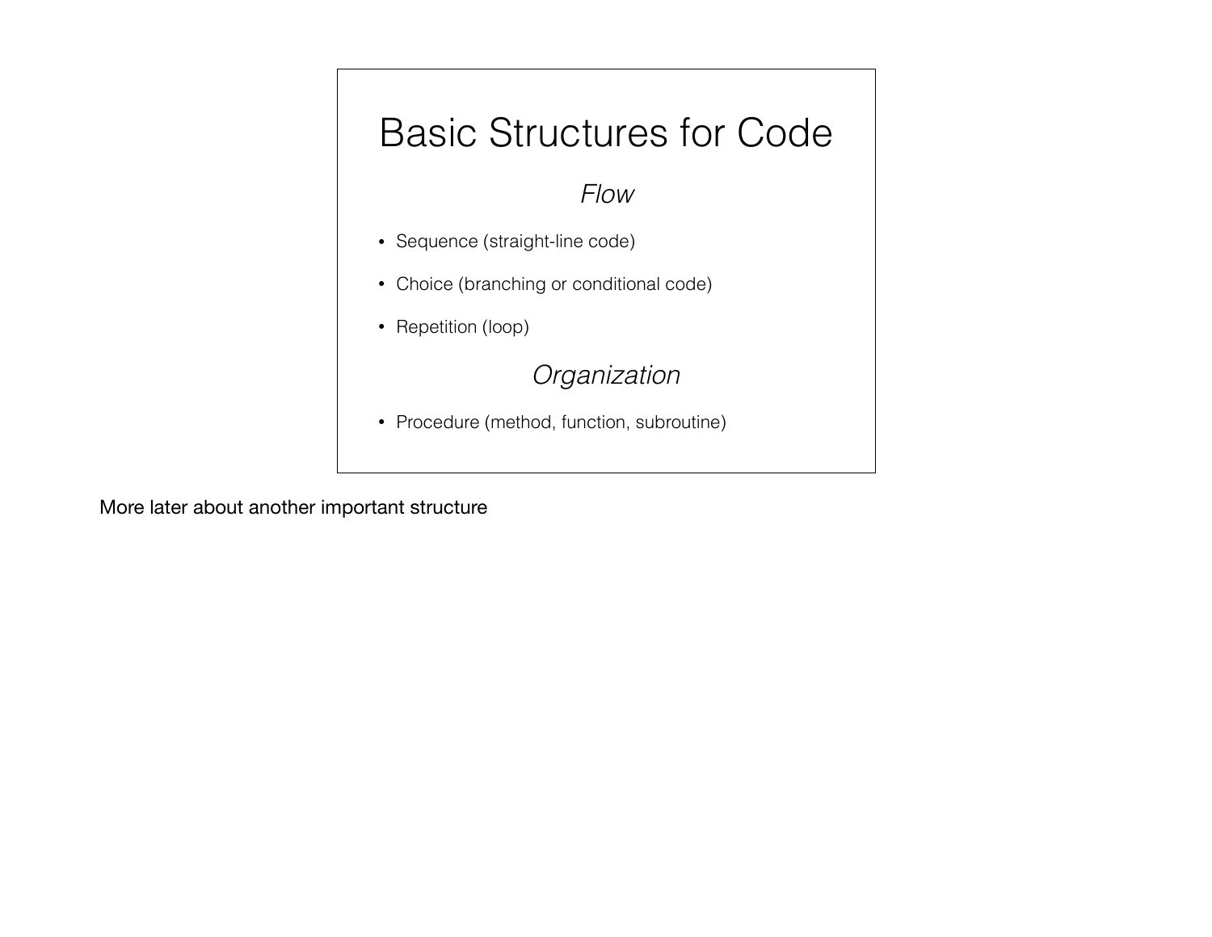# Basic Structures for Code

*Flow*

- Sequence (straight-line code)
- Choice (branching or conditional code)
- Repetition (loop)

*Organization*

- Procedure (method, function, subroutine)

More later about another important structure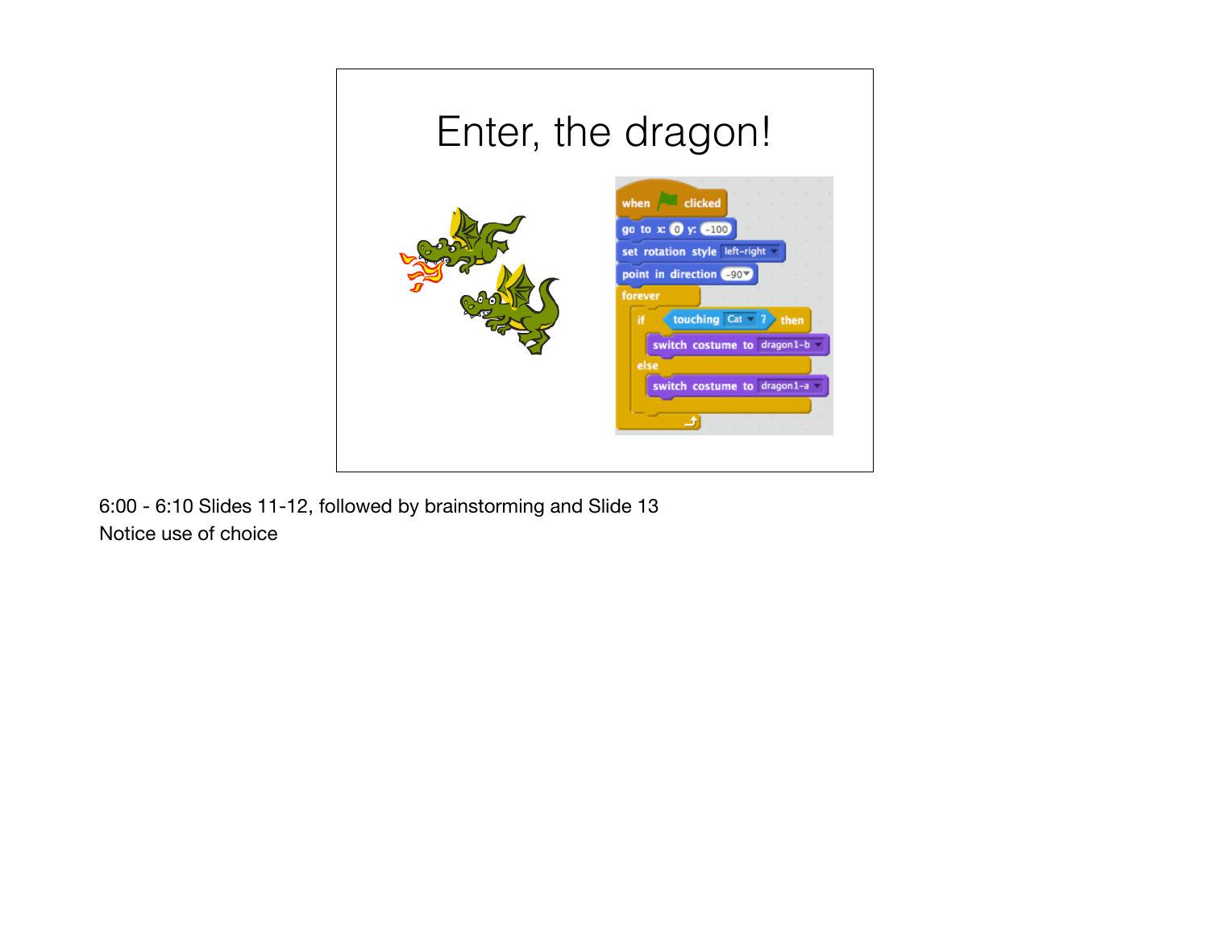# Enter, the dragon!

```
when [green flag] clicked
go to x: (0) y: (-100)
set rotation style [left-right]
point in direction (-90)
forever
    if <touching [Cat] ?> then
        switch costume to [dragon1-b]
    else
        switch costume to [dragon1-a]
```

6:00 - 6:10 Slides 11-12, followed by brainstorming and Slide 13

Notice use of choice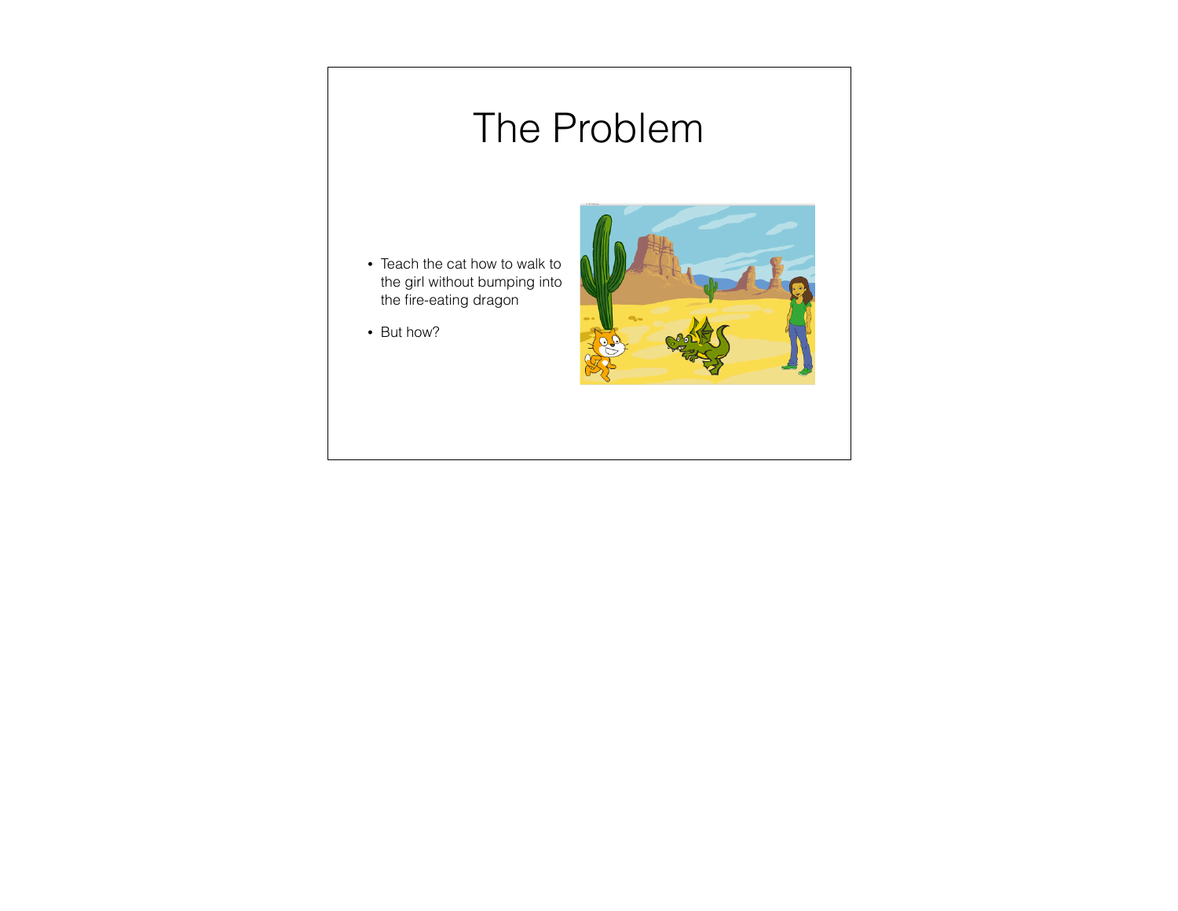# The Problem

- Teach the cat how to walk to the girl without bumping into the fire-eating dragon
- But how?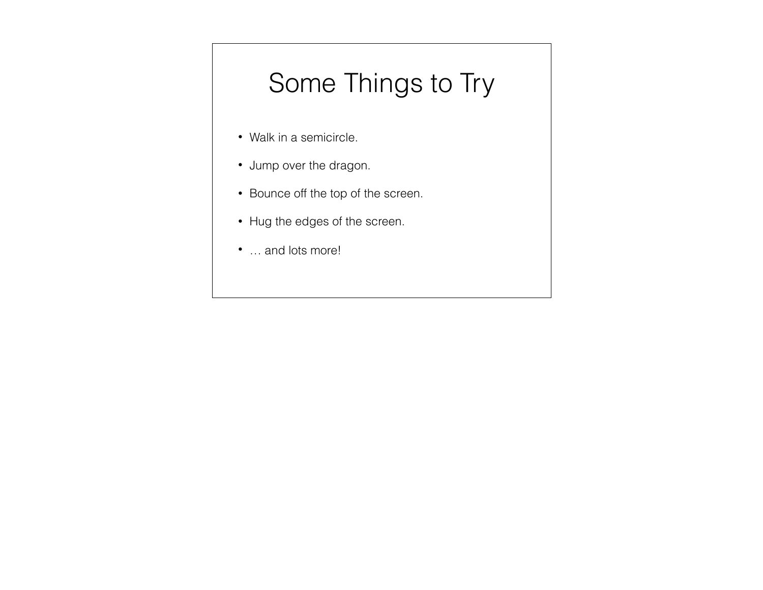# Some Things to Try

- Walk in a semicircle.
- Jump over the dragon.
- Bounce off the top of the screen.
- Hug the edges of the screen.
- … and lots more!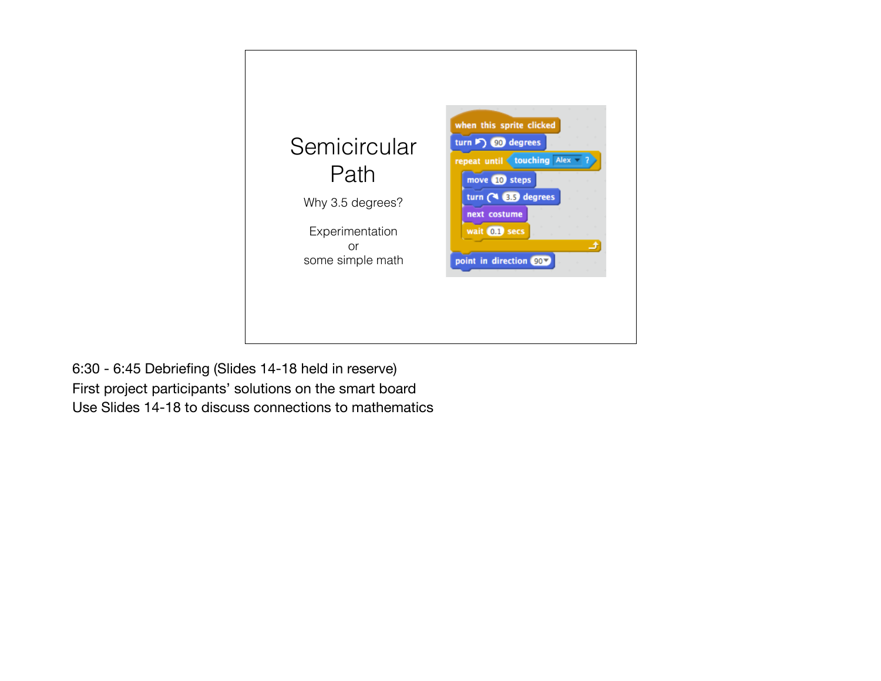# Semicircular Path

Why 3.5 degrees?

Experimentation
or
some simple math

```
when this sprite clicked
turn ↺ 90 degrees
repeat until <touching Alex ?>
    move 10 steps
    turn ↻ 3.5 degrees
    next costume
    wait 0.1 secs
end
point in direction 90
```

6:30 - 6:45 Debriefing (Slides 14-18 held in reserve)
First project participants' solutions on the smart board
Use Slides 14-18 to discuss connections to mathematics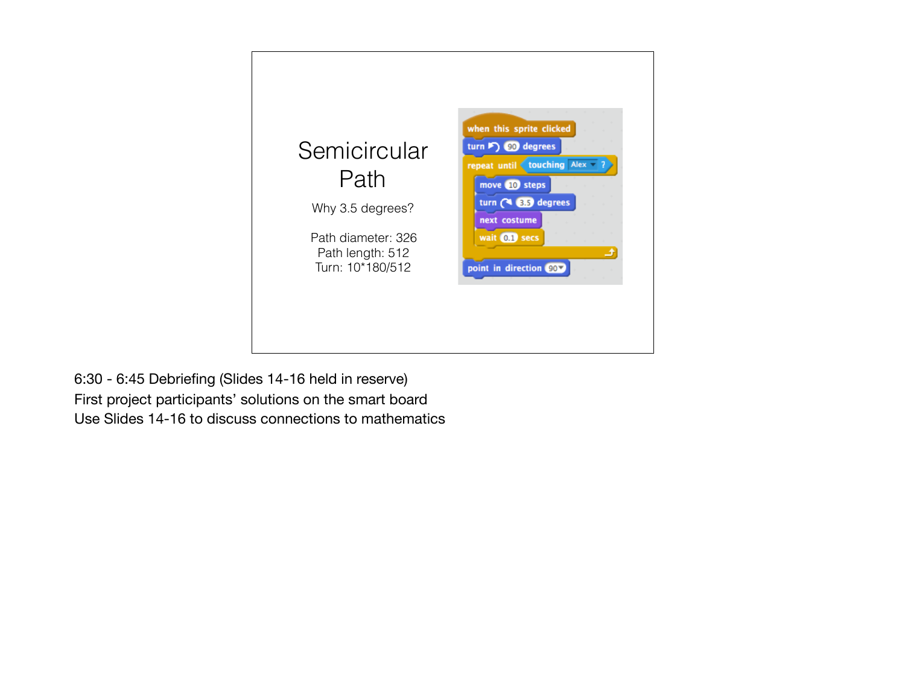# Semicircular Path

Why 3.5 degrees?

Path diameter: 326
Path length: 512
Turn: 10*180/512

```
when this sprite clicked
turn ↺ 90 degrees
repeat until <touching Alex ?>
    move 10 steps
    turn ↻ 3.5 degrees
    next costume
    wait 0.1 secs
end
point in direction 90
```

6:30 - 6:45 Debriefing (Slides 14-16 held in reserve)
First project participants' solutions on the smart board
Use Slides 14-16 to discuss connections to mathematics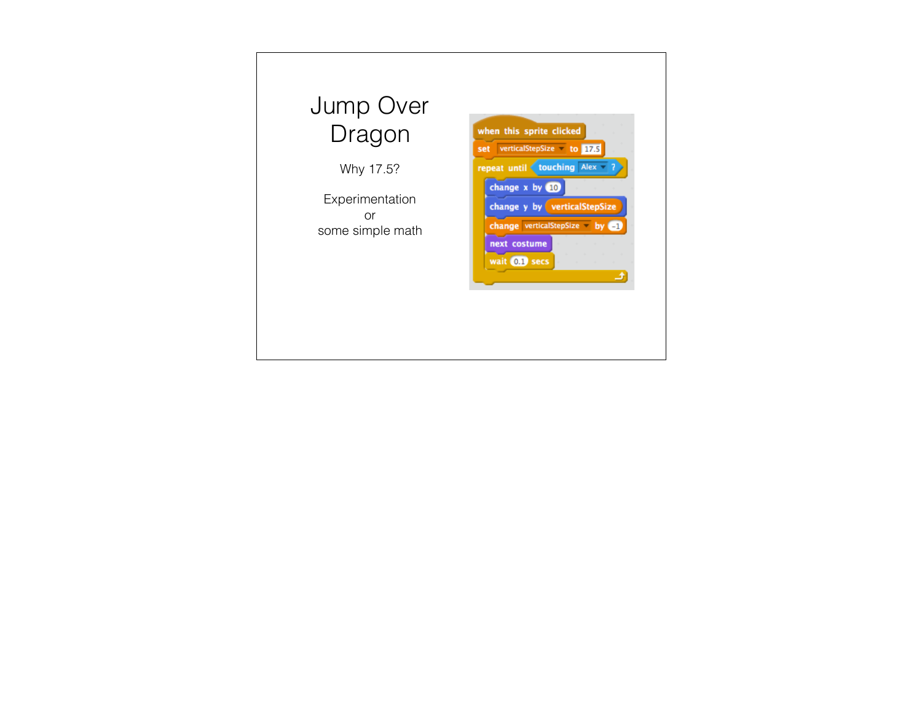# Jump Over Dragon

Why 17.5?

Experimentation
or
some simple math

```
when this sprite clicked
set verticalStepSize to 17.5
repeat until <touching Alex ?>
    change x by 10
    change y by (verticalStepSize)
    change verticalStepSize by -1
    next costume
    wait 0.1 secs
end
```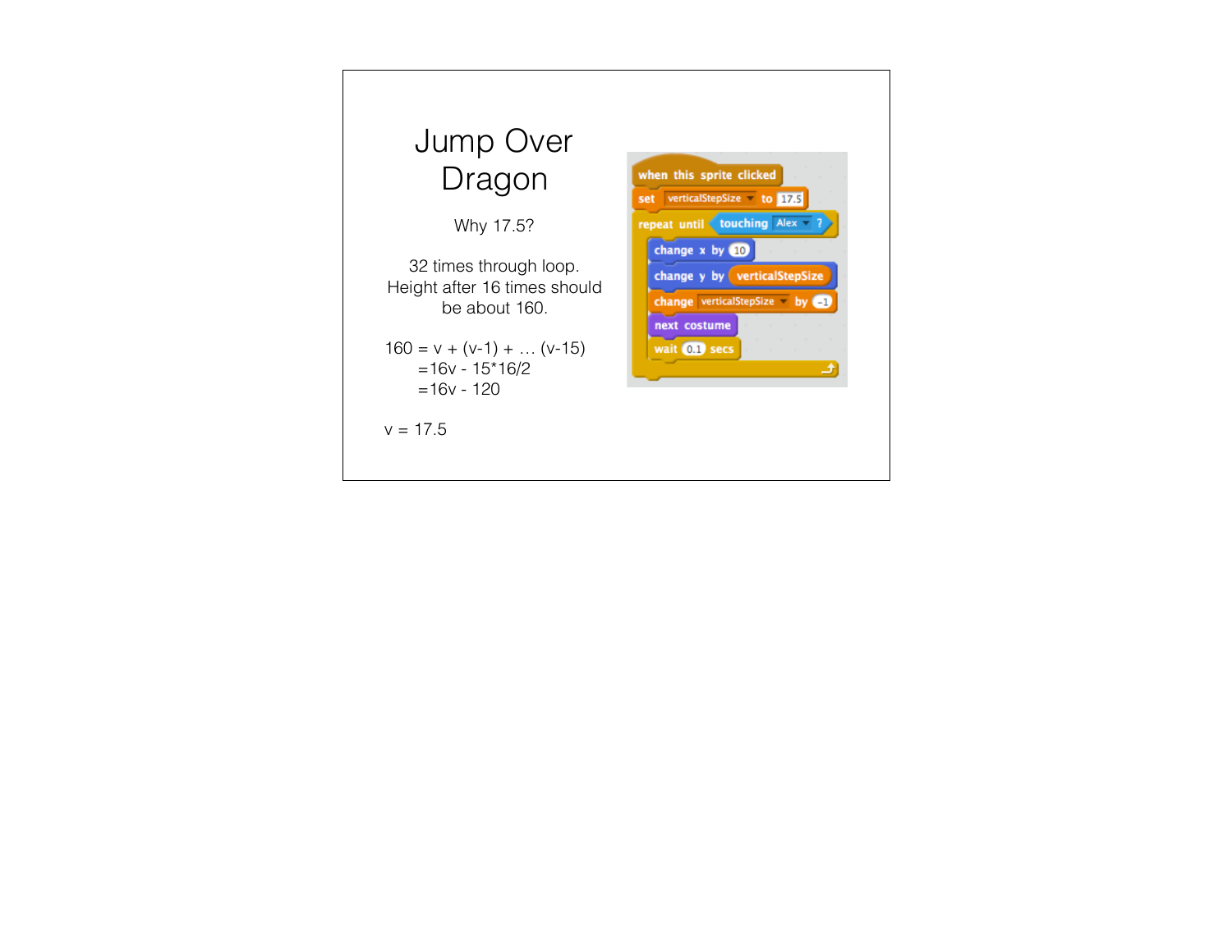# Jump Over Dragon

Why 17.5?

32 times through loop.
Height after 16 times should be about 160.

$$160 = v + (v-1) + \ldots (v-15)$$
$$= 16v - 15*16/2$$
$$= 16v - 120$$

$v = 17.5$

```
when this sprite clicked
set verticalStepSize to 17.5
repeat until touching Alex ?
    change x by 10
    change y by verticalStepSize
    change verticalStepSize by -1
    next costume
    wait 0.1 secs
```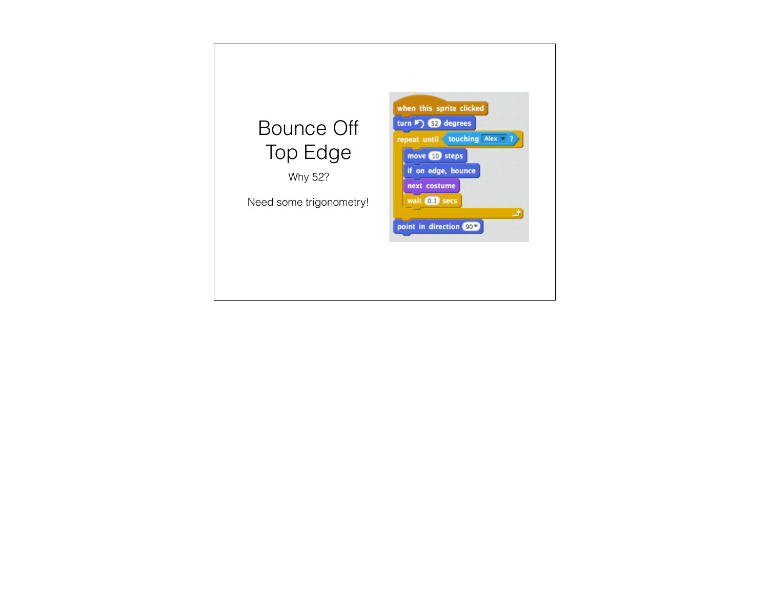# Bounce Off Top Edge

Why 52?

Need some trigonometry!

```
when this sprite clicked
turn ↺ 52 degrees
repeat until <touching Alex ?>
    move 10 steps
    if on edge, bounce
    next costume
    wait 0.1 secs
end
point in direction 90
```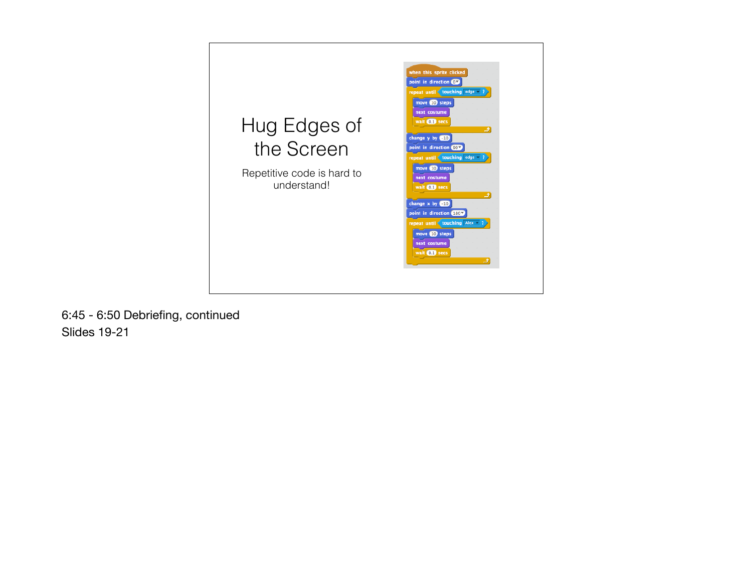# Hug Edges of the Screen

Repetitive code is hard to understand!

```
when this sprite clicked
point in direction 0
repeat until touching edge ?
    move 10 steps
    next costume
    wait 0.1 secs
change y by -10
point in direction 90
repeat until touching edge ?
    move 10 steps
    next costume
    wait 0.1 secs
change x by -10
point in direction 180
repeat until touching Alex ?
    move 10 steps
    next costume
    wait 0.1 secs
```

6:45 - 6:50 Debriefing, continued

Slides 19-21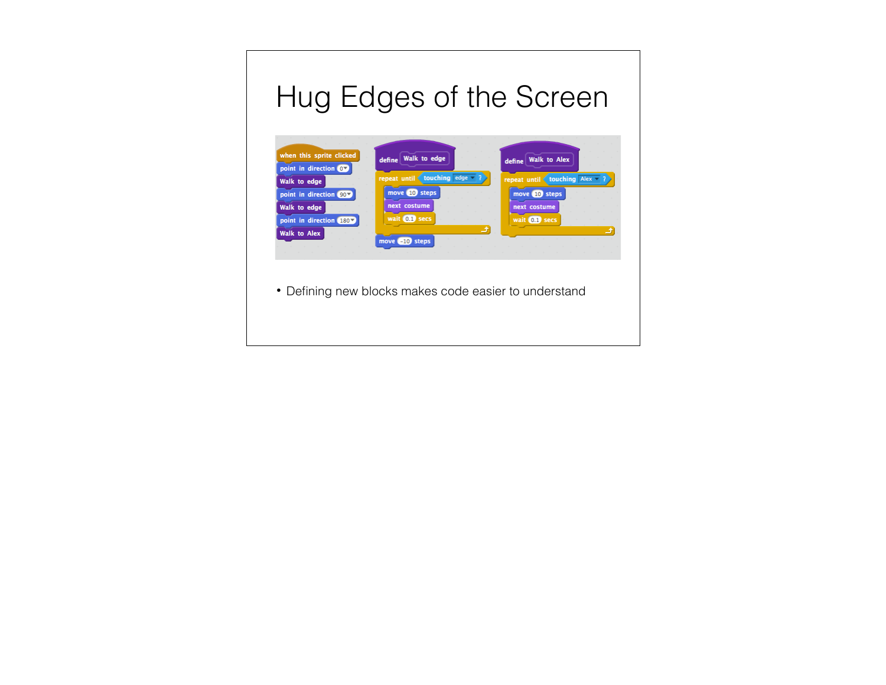# Hug Edges of the Screen

```
when this sprite clicked
point in direction 0
Walk to edge
point in direction 90
Walk to edge
point in direction 180
Walk to Alex
```

```
define Walk to edge
repeat until touching edge ?
    move 10 steps
    next costume
    wait 0.1 secs
move -10 steps
```

```
define Walk to Alex
repeat until touching Alex ?
    move 10 steps
    next costume
    wait 0.1 secs
```

- Defining new blocks makes code easier to understand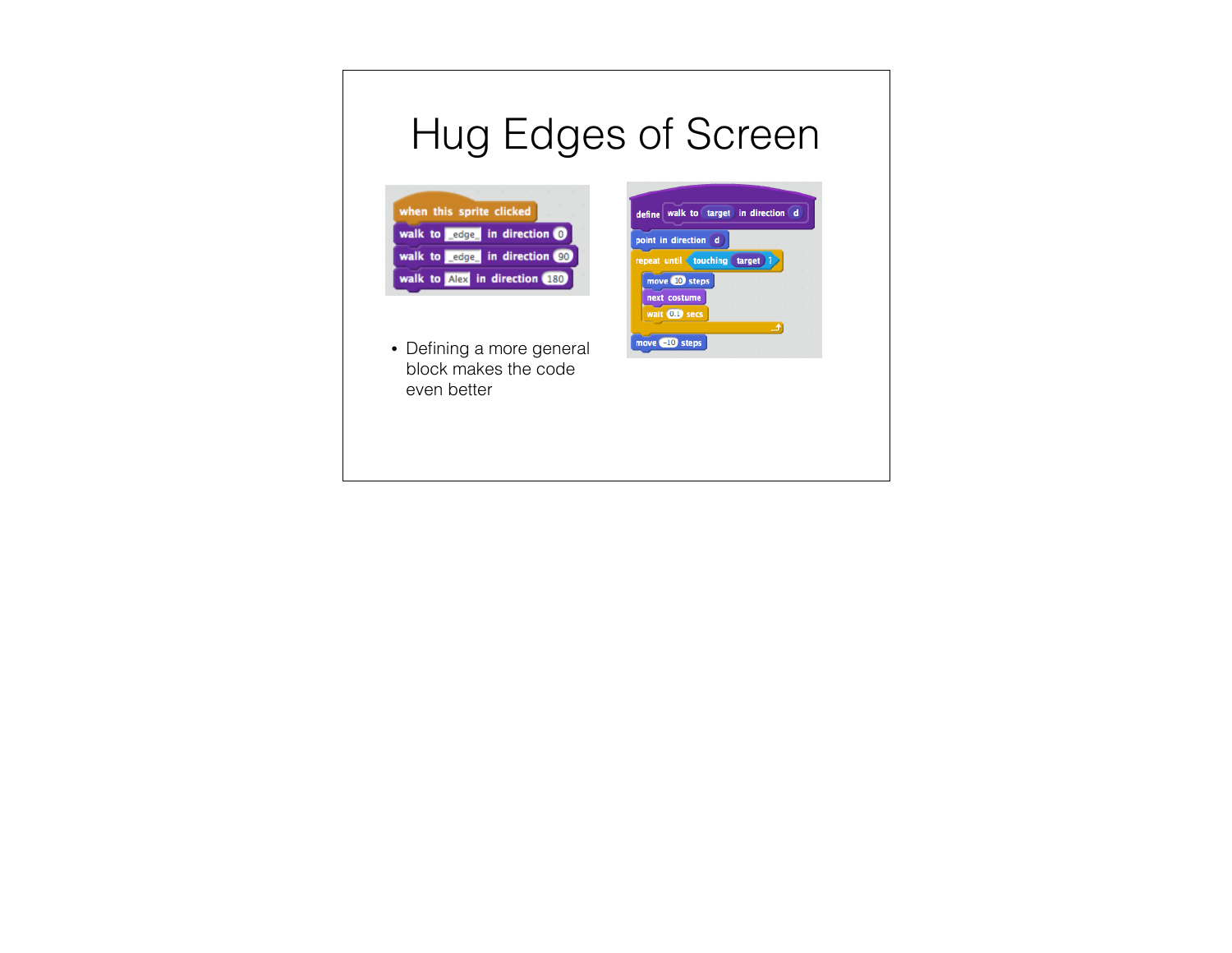# Hug Edges of Screen

```
when this sprite clicked
walk to _edge_ in direction 0
walk to _edge_ in direction 90
walk to Alex in direction 180
```

```
define walk to (target) in direction (d)
point in direction (d)
repeat until <touching (target) ?>
    move 10 steps
    next costume
    wait 0.1 secs
end
move -10 steps
```

- Defining a more general block makes the code even better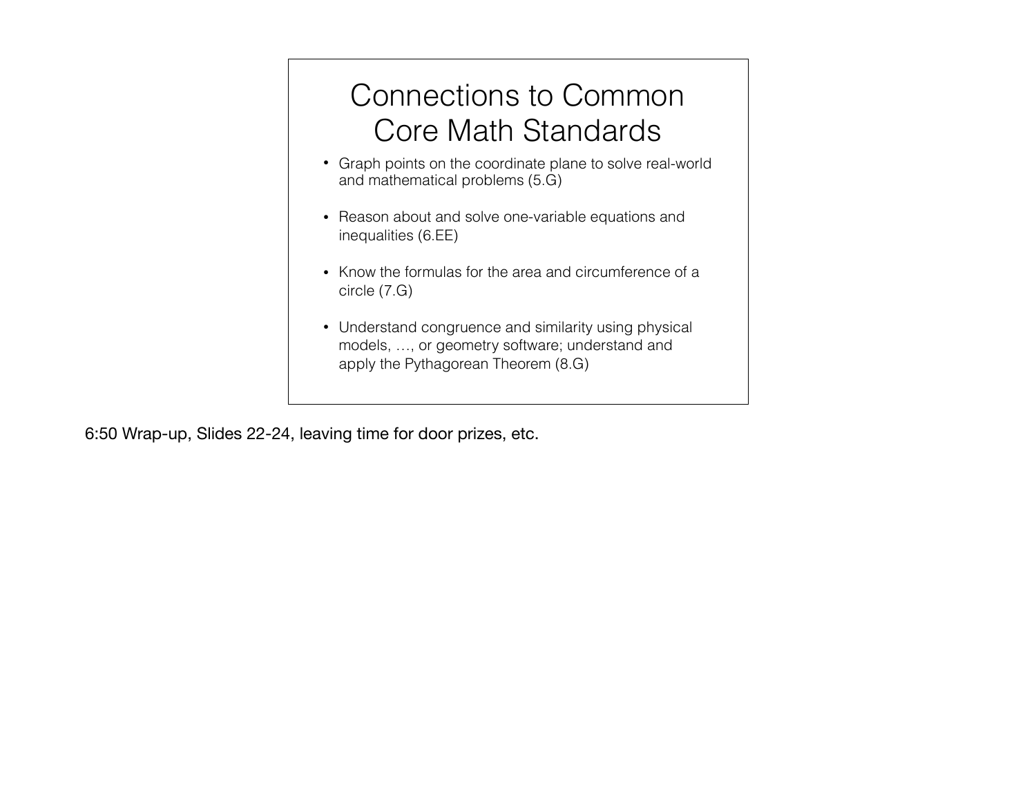# Connections to Common Core Math Standards

- Graph points on the coordinate plane to solve real-world and mathematical problems (5.G)
- Reason about and solve one-variable equations and inequalities (6.EE)
- Know the formulas for the area and circumference of a circle (7.G)
- Understand congruence and similarity using physical models, …, or geometry software; understand and apply the Pythagorean Theorem (8.G)

6:50 Wrap-up, Slides 22-24, leaving time for door prizes, etc.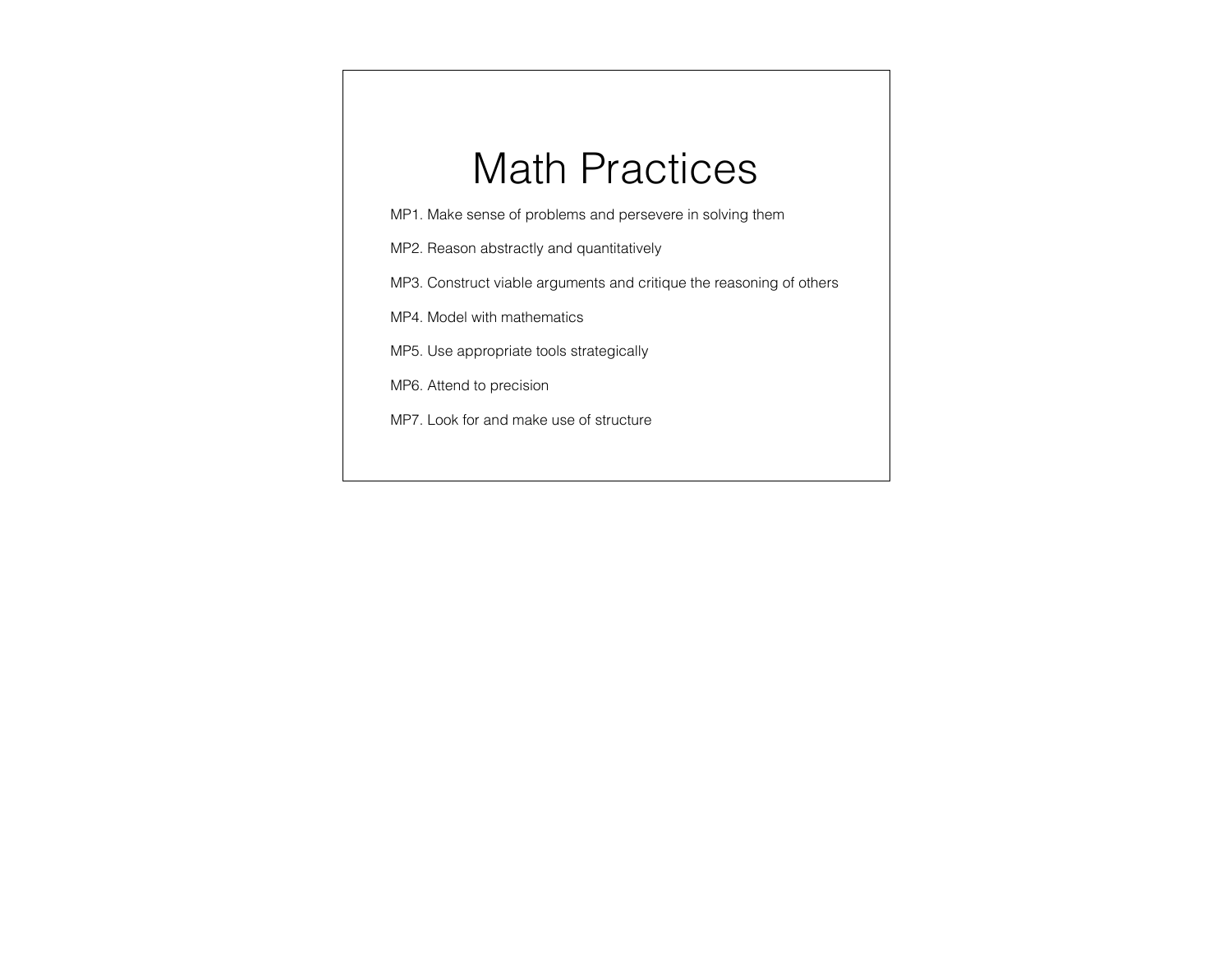# Math Practices

MP1. Make sense of problems and persevere in solving them

MP2. Reason abstractly and quantitatively

MP3. Construct viable arguments and critique the reasoning of others

MP4. Model with mathematics

MP5. Use appropriate tools strategically

MP6. Attend to precision

MP7. Look for and make use of structure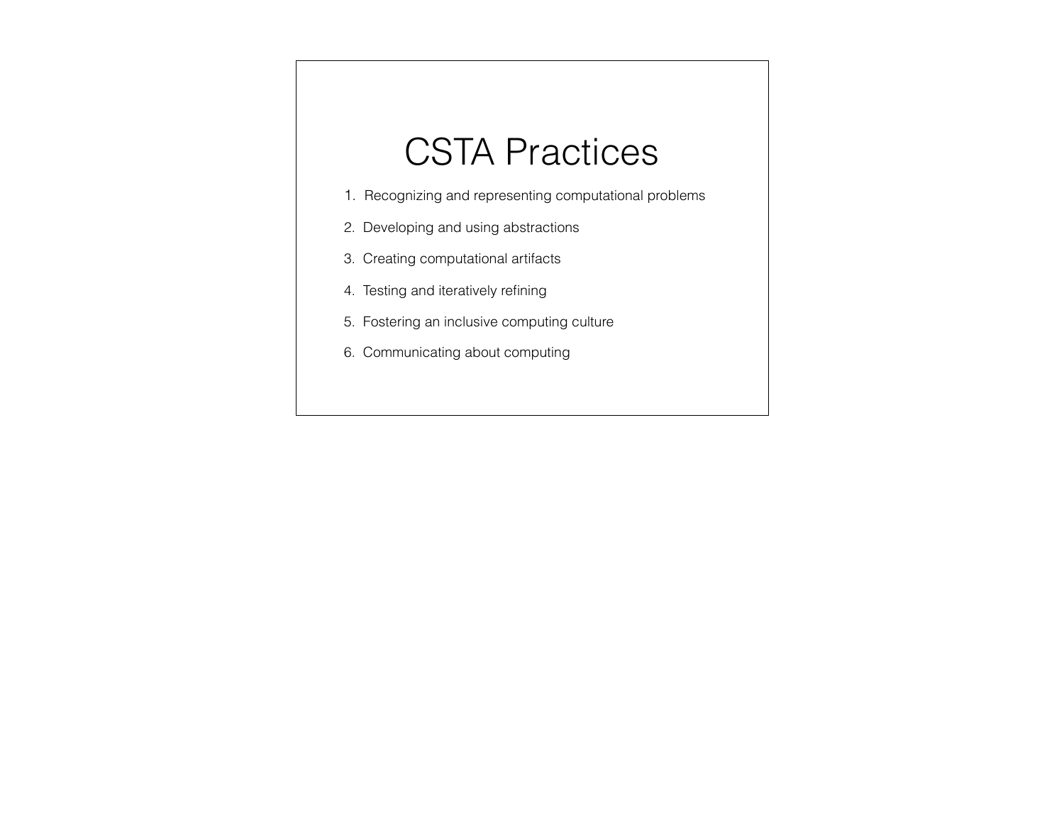# CSTA Practices

1. Recognizing and representing computational problems
2. Developing and using abstractions
3. Creating computational artifacts
4. Testing and iteratively refining
5. Fostering an inclusive computing culture
6. Communicating about computing